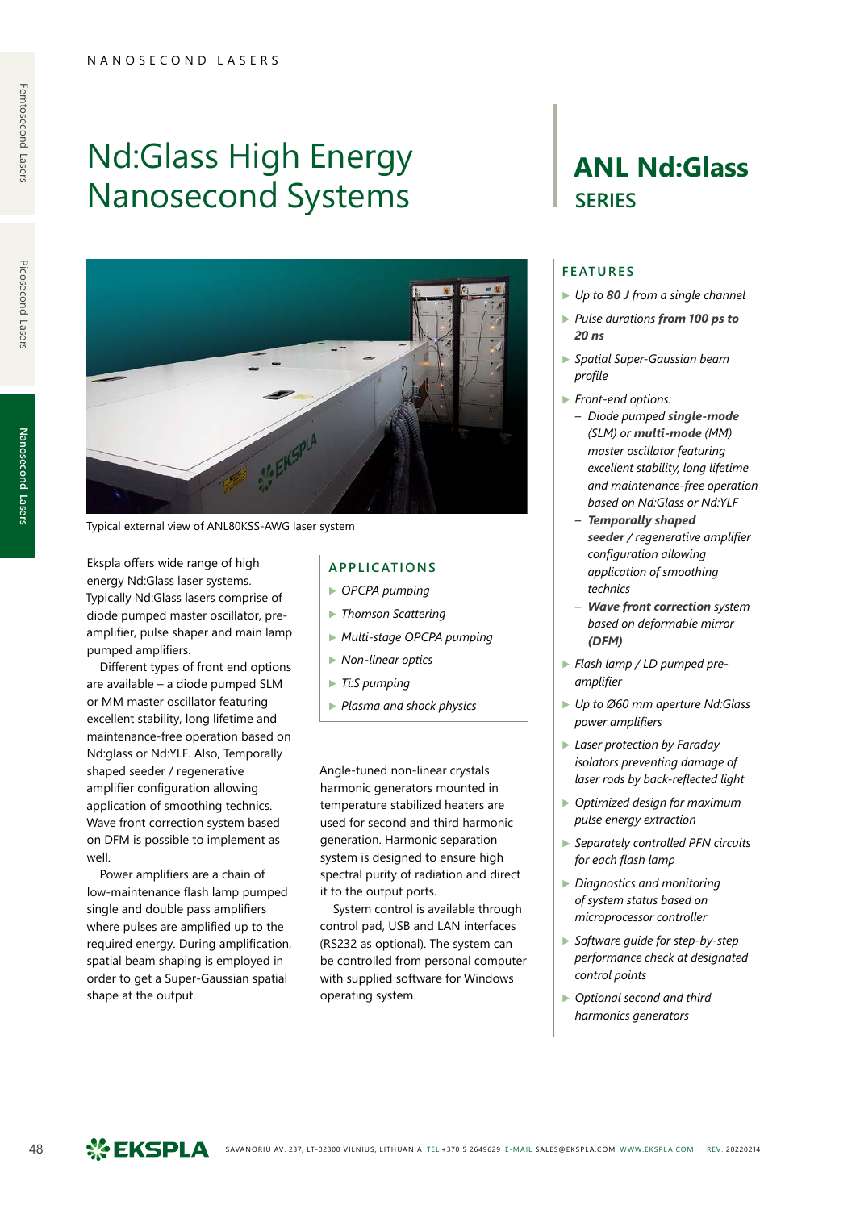# Nd:Glass High Energy Nanosecond Systems

## ANL Nd:Glass SERIES

Typical external view of ANL80KSS-AWG laser system

Ekspla offers wide range of high energy Nd:Glass laser systems. Typically Nd:Glass lasers comprise of diode pumped master oscillator, pre-amplifier, pulse shaper and main lamp pumped amplifiers.

Different types of front end options are available – a diode pumped SLM or MM master oscillator featuring excellent stability, long lifetime and maintenance-free operation based on Nd:glass or Nd:YLF. Also, Temporally shaped seeder / regenerative amplifier configuration allowing application of smoothing technics. Wave front correction system based on DFM is possible to implement as well.

Power amplifiers are a chain of low-maintenance flash lamp pumped single and double pass amplifiers where pulses are amplified up to the required energy. During amplification, spatial beam shaping is employed in order to get a Super-Gaussian spatial shape at the output.

### APPLICATIONS

- *OPCPA pumping*
- *Thomson Scattering*
- *Multi-stage OPCPA pumping*
- *Non-linear optics*
- *Ti:S pumping*
- *Plasma and shock physics*

Angle-tuned non-linear crystals harmonic generators mounted in temperature stabilized heaters are used for second and third harmonic generation. Harmonic separation system is designed to ensure high spectral purity of radiation and direct it to the output ports.

System control is available through control pad, USB and LAN interfaces (RS232 as optional). The system can be controlled from personal computer with supplied software for Windows operating system.

### FEATURES

- *Up to **80 J** from a single channel*
- *Pulse durations **from 100 ps to 20 ns***
- *Spatial Super-Gaussian beam profile*
- *Front-end options:*
  - *Diode pumped **single-mode** (SLM) or **multi-mode** (MM) master oscillator featuring excellent stability, long lifetime and maintenance-free operation based on Nd:Glass or Nd:YLF*
  - ***Temporally shaped seeder** / regenerative amplifier configuration allowing application of smoothing technics*
  - ***Wave front correction** system based on deformable mirror **(DFM)***
- *Flash lamp / LD pumped pre-amplifier*
- *Up to Ø60 mm aperture Nd:Glass power amplifiers*
- *Laser protection by Faraday isolators preventing damage of laser rods by back-reflected light*
- *Optimized design for maximum pulse energy extraction*
- *Separately controlled PFN circuits for each flash lamp*
- *Diagnostics and monitoring of system status based on microprocessor controller*
- *Software guide for step-by-step performance check at designated control points*
- *Optional second and third harmonics generators*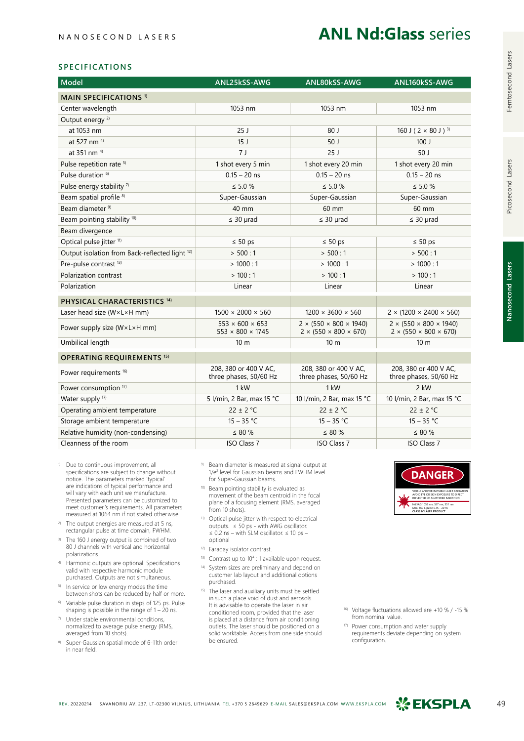NANOSECOND LASERS

# ANL Nd:Glass series

## SPECIFICATIONS

| Model | ANL25kSS-AWG | ANL80kSS-AWG | ANL160kSS-AWG |
|---|---|---|---|
| **MAIN SPECIFICATIONS** [1] | | | |
| Center wavelength | 1053 nm | 1053 nm | 1053 nm |
| Output energy [2] | | | |
| at 1053 nm | 25 J | 80 J | 160 J ( 2 × 80 J ) [3] |
| at 527 nm [4] | 15 J | 50 J | 100 J |
| at 351 nm [4] | 7 J | 25 J | 50 J |
| Pulse repetition rate [5] | 1 shot every 5 min | 1 shot every 20 min | 1 shot every 20 min |
| Pulse duration [6] | 0.15 – 20 ns | 0.15 – 20 ns | 0.15 – 20 ns |
| Pulse energy stability [7] | ≤ 5.0 % | ≤ 5.0 % | ≤ 5.0 % |
| Beam spatial profile [8] | Super-Gaussian | Super-Gaussian | Super-Gaussian |
| Beam diameter [9] | 40 mm | 60 mm | 60 mm |
| Beam pointing stability [10] | ≤ 30 µrad | ≤ 30 µrad | ≤ 30 µrad |
| Beam divergence | | | |
| Optical pulse jitter [11] | ≤ 50 ps | ≤ 50 ps | ≤ 50 ps |
| Output isolation from Back-reflected light [12] | > 500 : 1 | > 500 : 1 | > 500 : 1 |
| Pre-pulse contrast [13] | > 1000 : 1 | > 1000 : 1 | > 1000 : 1 |
| Polarization contrast | > 100 : 1 | > 100 : 1 | > 100 : 1 |
| Polarization | Linear | Linear | Linear |
| **PHYSICAL CHARACTERISTICS** [14] | | | |
| Laser head size (W×L×H mm) | 1500 × 2000 × 560 | 1200 × 3600 × 560 | 2 × (1200 × 2400 × 560) |
| Power supply size (W×L×H mm) | 553 × 600 × 653<br>553 × 800 × 1745 | 2 × (550 × 800 × 1940)<br>2 × (550 × 800 × 670) | 2 × (550 × 800 × 1940)<br>2 × (550 × 800 × 670) |
| Umbilical length | 10 m | 10 m | 10 m |
| **OPERATING REQUIREMENTS** [15] | | | |
| Power requirements [16] | 208, 380 or 400 V AC, three phases, 50/60 Hz | 208, 380 or 400 V AC, three phases, 50/60 Hz | 208, 380 or 400 V AC, three phases, 50/60 Hz |
| Power consumption [17] | 1 kW | 1 kW | 2 kW |
| Water supply [17] | 5 l/min, 2 Bar, max 15 °C | 10 l/min, 2 Bar, max 15 °C | 10 l/min, 2 Bar, max 15 °C |
| Operating ambient temperature | 22 ± 2 °C | 22 ± 2 °C | 22 ± 2 °C |
| Storage ambient temperature | 15 – 35 °C | 15 – 35 °C | 15 – 35 °C |
| Relative humidity (non-condensing) | ≤ 80 % | ≤ 80 % | ≤ 80 % |
| Cleanness of the room | ISO Class 7 | ISO Class 7 | ISO Class 7 |

1) Due to continuous improvement, all specifications are subject to change without notice. The parameters marked 'typical' are indications of typical performance and will vary with each unit we manufacture. Presented parameters can be customized to meet customer's requirements. All parameters measured at 1064 nm if not stated otherwise.

2) The output energies are measured at 5 ns, rectangular pulse at time domain, FWHM.

3) The 160 J energy output is combined of two 80 J channels with vertical and horizontal polarizations.

4) Harmonic outputs are optional. Specifications valid with respective harmonic module purchased. Outputs are not simultaneous.

5) In service or low energy modes the time between shots can be reduced by half or more.

6) Variable pulse duration in steps of 125 ps. Pulse shaping is possible in the range of 1 – 20 ns.

7) Under stable environmental conditions, normalized to average pulse energy (RMS, averaged from 10 shots).

8) Super-Gaussian spatial mode of 6-11th order in near field.

9) Beam diameter is measured at signal output at $1/e^2$ level for Gaussian beams and FWHM level for Super-Gaussian beams.

10) Beam pointing stability is evaluated as movement of the beam centroid in the focal plane of a focusing element (RMS, averaged from 10 shots).

11) Optical pulse jitter with respect to electrical outputs. ≤ 50 ps - with AWG oscillator. ≤ 0.2 ns – with SLM oscillator. ≤ 10 ps – optional

12) Faraday isolator contrast.

13) Contrast up to $10^4$ : 1 available upon request.

14) System sizes are preliminary and depend on customer lab layout and additional options purchased.

15) The laser and auxiliary units must be settled in such a place void of dust and aerosols. It is advisable to operate the laser in air conditioned room, provided that the laser is placed at a distance from air conditioning outlets. The laser should be positioned on a solid worktable. Access from one side should be ensured.

16) Voltage fluctuations allowed are +10 % / -15 % from nominal value.

17) Power consumption and water supply requirements deviate depending on system configuration.

DANGER

VISIBLE AND/OR INVISIBLE LASER RADIATION AVOID EYE OR SKIN EXPOSURE TO DIRECT REFLECTED OR SCATTERED RADIATION

Nd:YAG 1053 nm, 527 nm, 351 nm Max. 160 J, pulse 0.15 – 20 ns CLASS IV LASER PRODUCT

REV. 20220214 SAVANORIU AV. 237, LT-02300 VILNIUS, LITHUANIA TEL +370 5 2649629 E-MAIL SALES@EKSPLA.COM WWW.EKSPLA.COM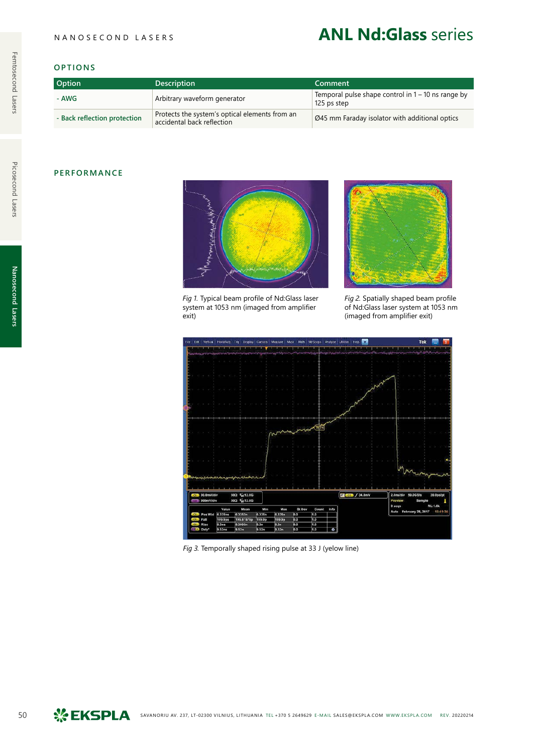# ANL Nd:Glass series

NANOSECOND LASERS

## OPTIONS

| Option | Description | Comment |
|---|---|---|
| - AWG | Arbitrary waveform generator | Temporal pulse shape control in 1 – 10 ns range by 125 ps step |
| - Back reflection protection | Protects the system's optical elements from an accidental back reflection | Ø45 mm Faraday isolator with additional optics |

## PERFORMANCE

*Fig 1.* Typical beam profile of Nd:Glass laser system at 1053 nm (imaged from amplifier exit)

*Fig 2.* Spatially shaped beam profile of Nd:Glass laser system at 1053 nm (imaged from amplifier exit)

*Fig 3.* Temporally shaped rising pulse at 33 J (yelow line)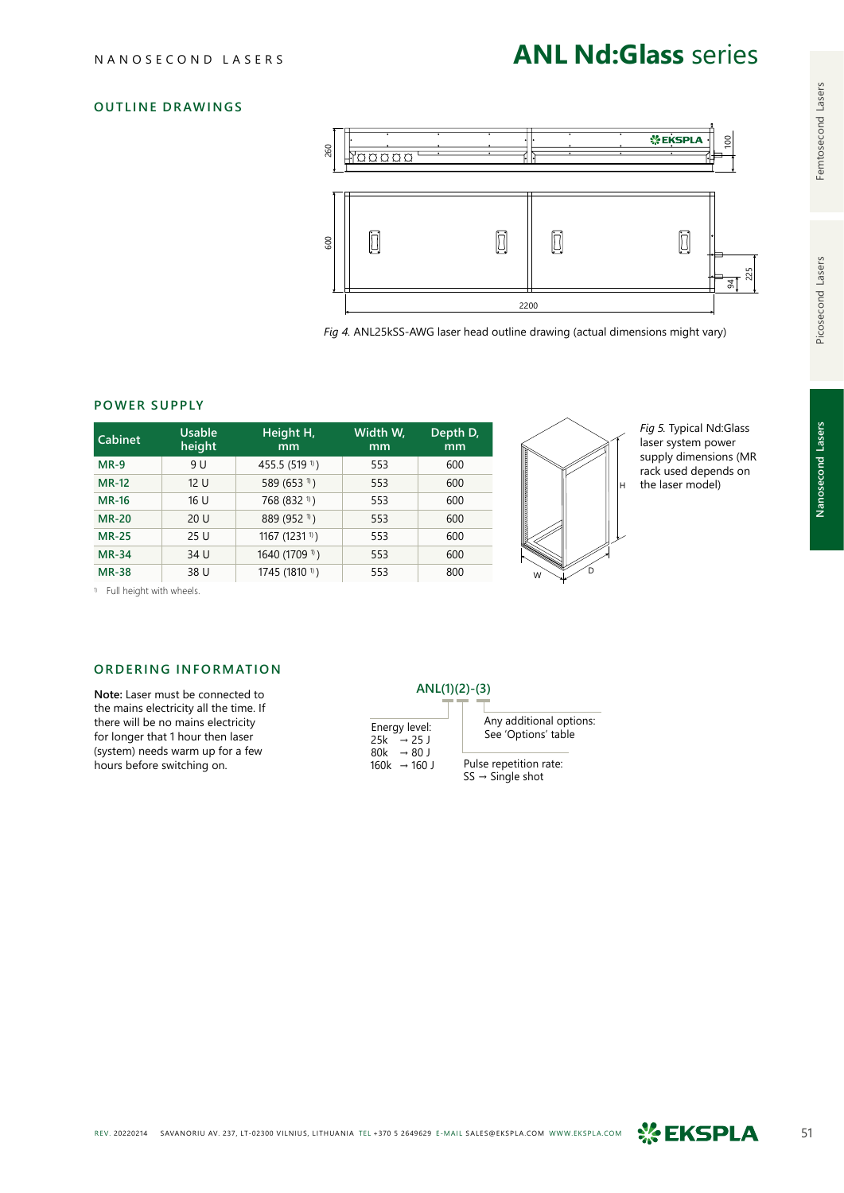## OUTLINE DRAWINGS

260

100

600

94

225

2200

*Fig 4.* ANL25kSS-AWG laser head outline drawing (actual dimensions might vary)

## POWER SUPPLY

| Cabinet | Usable height | Height H, mm | Width W, mm | Depth D, mm |
|---|---|---|---|---|
| **MR-9** | 9 U | 455.5 (519 [1]) | 553 | 600 |
| **MR-12** | 12 U | 589 (653 [1]) | 553 | 600 |
| **MR-16** | 16 U | 768 (832 [1]) | 553 | 600 |
| **MR-20** | 20 U | 889 (952 [1]) | 553 | 600 |
| **MR-25** | 25 U | 1167 (1231 [1]) | 553 | 600 |
| **MR-34** | 34 U | 1640 (1709 [1]) | 553 | 600 |
| **MR-38** | 38 U | 1745 (1810 [1]) | 553 | 800 |

[1] Full height with wheels.

H

W

D

*Fig 5.* Typical Nd:Glass laser system power supply dimensions (MR rack used depends on the laser model)

## ORDERING INFORMATION

**Note:** Laser must be connected to the mains electricity all the time. If there will be no mains electricity for longer that 1 hour then laser (system) needs warm up for a few hours before switching on.

**ANL(1)(2)-(3)**

Energy level:
25k → 25 J
80k → 80 J
160k → 160 J

Pulse repetition rate:
SS → Single shot

Any additional options:
See 'Options' table